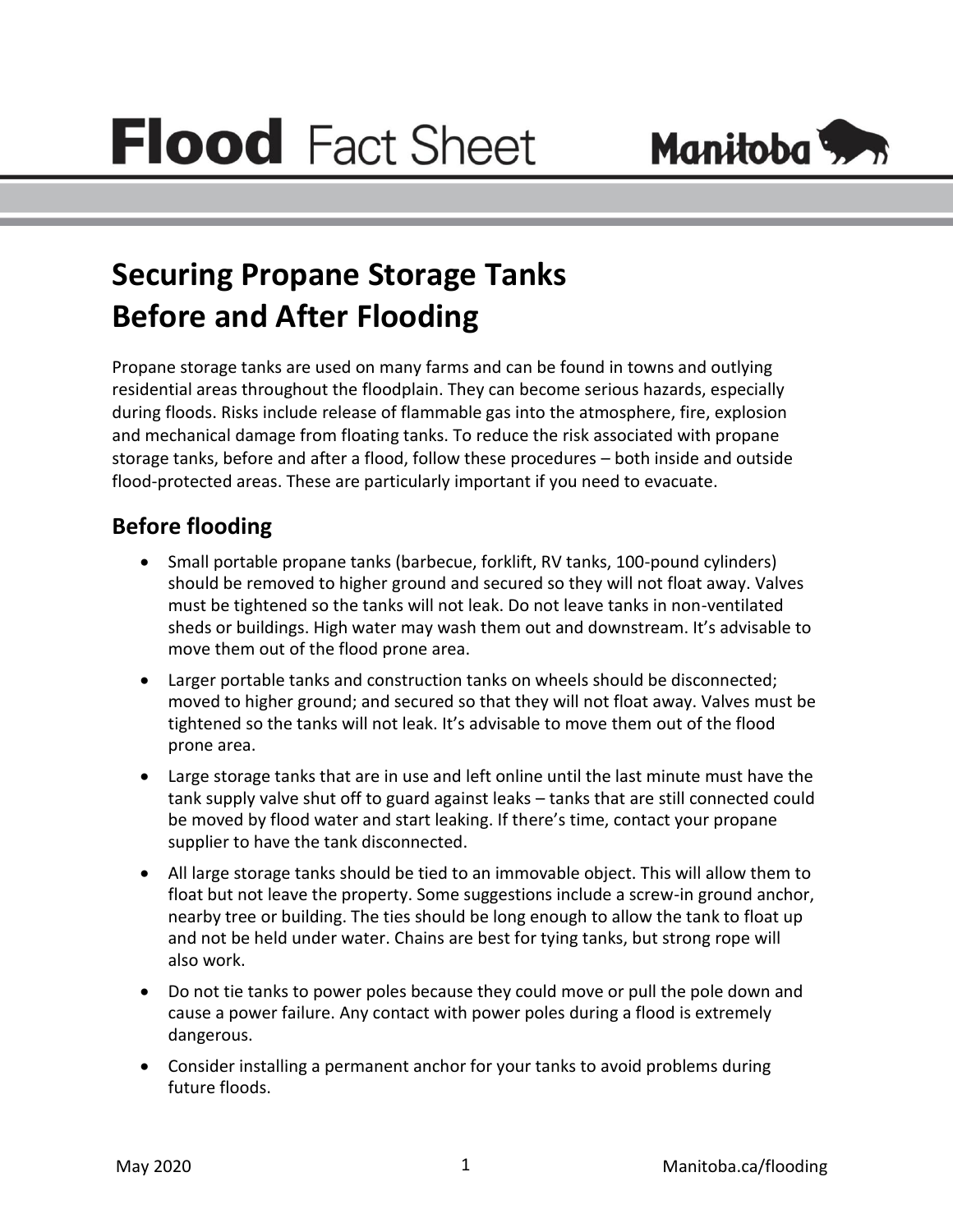# Flood Fact Sheet

Manitoba

## Securing Propane Storage Tanks Before and After Flooding

Propane storage tanks are used on many farms and can be found in towns and outlying residential areas throughout the floodplain. They can become serious hazards, especially during floods. Risks include release of flammable gas into the atmosphere, fire, explosion and mechanical damage from floating tanks. To reduce the risk associated with propane storage tanks, before and after a flood, follow these procedures – both inside and outside flood-protected areas. These are particularly important if you need to evacuate.

### Before flooding

- Small portable propane tanks (barbecue, forklift, RV tanks, 100-pound cylinders) should be removed to higher ground and secured so they will not float away. Valves must be tightened so the tanks will not leak. Do not leave tanks in non-ventilated sheds or buildings. High water may wash them out and downstream. It's advisable to move them out of the flood prone area.
- Larger portable tanks and construction tanks on wheels should be disconnected; moved to higher ground; and secured so that they will not float away. Valves must be tightened so the tanks will not leak. It's advisable to move them out of the flood prone area.
- Large storage tanks that are in use and left online until the last minute must have the tank supply valve shut off to guard against leaks – tanks that are still connected could be moved by flood water and start leaking. If there's time, contact your propane supplier to have the tank disconnected.
- All large storage tanks should be tied to an immovable object. This will allow them to float but not leave the property. Some suggestions include a screw-in ground anchor, nearby tree or building. The ties should be long enough to allow the tank to float up and not be held under water. Chains are best for tying tanks, but strong rope will also work.
- Do not tie tanks to power poles because they could move or pull the pole down and cause a power failure. Any contact with power poles during a flood is extremely dangerous.
- Consider installing a permanent anchor for your tanks to avoid problems during future floods.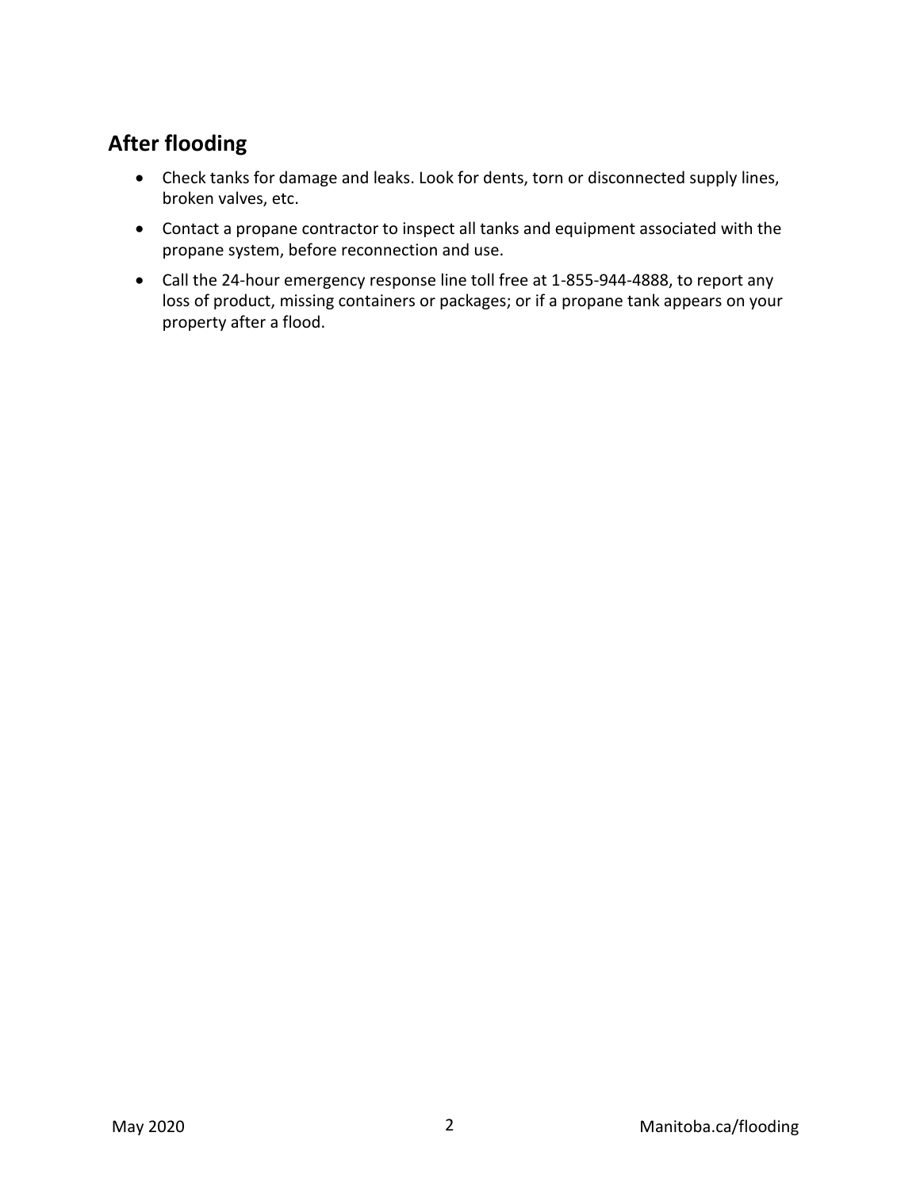## After flooding

- Check tanks for damage and leaks. Look for dents, torn or disconnected supply lines, broken valves, etc.
- Contact a propane contractor to inspect all tanks and equipment associated with the propane system, before reconnection and use.
- Call the 24-hour emergency response line toll free at 1-855-944-4888, to report any loss of product, missing containers or packages; or if a propane tank appears on your property after a flood.